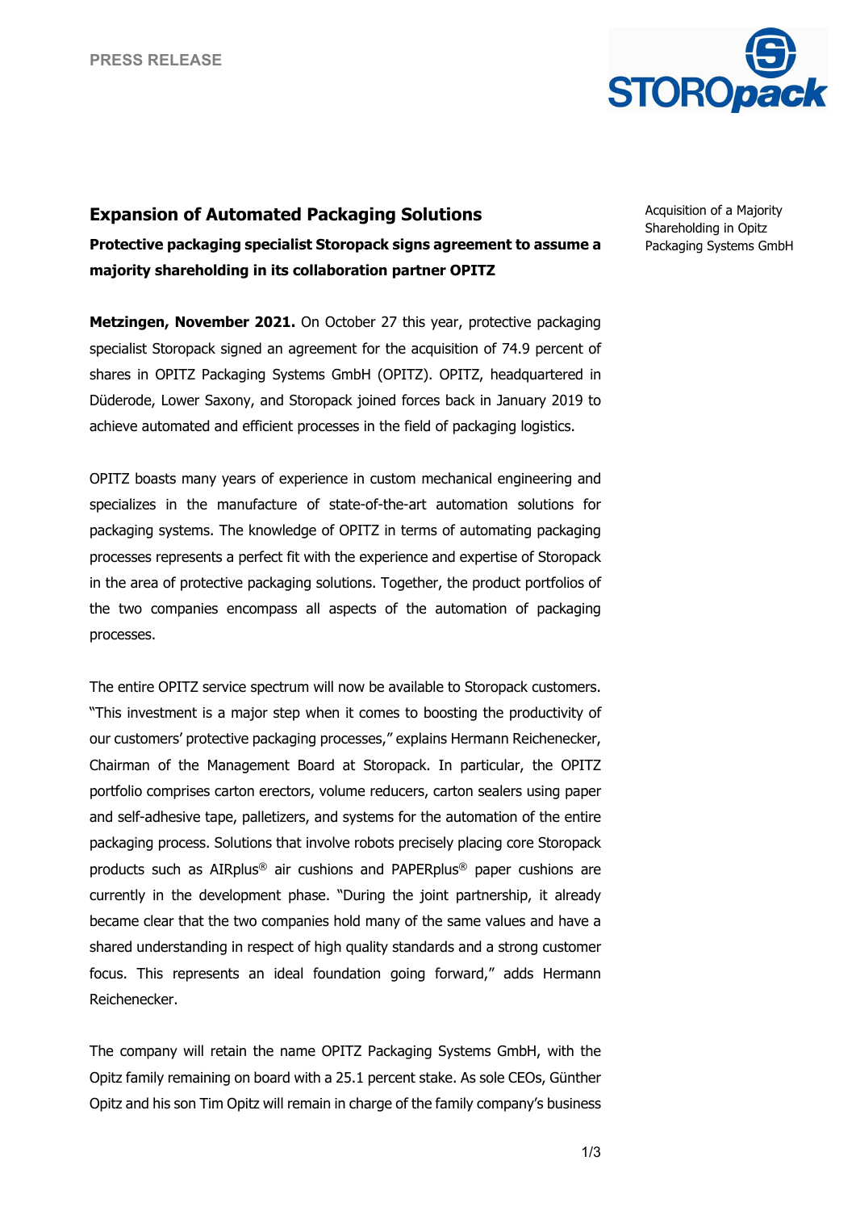PRESS RELEASE

Acquisition of a Majority Shareholding in Opitz Packaging Systems GmbH

## Expansion of Automated Packaging Solutions

**Protective packaging specialist Storopack signs agreement to assume a majority shareholding in its collaboration partner OPITZ**

**Metzingen, November 2021.** On October 27 this year, protective packaging specialist Storopack signed an agreement for the acquisition of 74.9 percent of shares in OPITZ Packaging Systems GmbH (OPITZ). OPITZ, headquartered in Düderode, Lower Saxony, and Storopack joined forces back in January 2019 to achieve automated and efficient processes in the field of packaging logistics.

OPITZ boasts many years of experience in custom mechanical engineering and specializes in the manufacture of state-of-the-art automation solutions for packaging systems. The knowledge of OPITZ in terms of automating packaging processes represents a perfect fit with the experience and expertise of Storopack in the area of protective packaging solutions. Together, the product portfolios of the two companies encompass all aspects of the automation of packaging processes.

The entire OPITZ service spectrum will now be available to Storopack customers. "This investment is a major step when it comes to boosting the productivity of our customers' protective packaging processes," explains Hermann Reichenecker, Chairman of the Management Board at Storopack. In particular, the OPITZ portfolio comprises carton erectors, volume reducers, carton sealers using paper and self-adhesive tape, palletizers, and systems for the automation of the entire packaging process. Solutions that involve robots precisely placing core Storopack products such as AIRplus® air cushions and PAPERplus® paper cushions are currently in the development phase. "During the joint partnership, it already became clear that the two companies hold many of the same values and have a shared understanding in respect of high quality standards and a strong customer focus. This represents an ideal foundation going forward," adds Hermann Reichenecker.

The company will retain the name OPITZ Packaging Systems GmbH, with the Opitz family remaining on board with a 25.1 percent stake. As sole CEOs, Günther Opitz and his son Tim Opitz will remain in charge of the family company's business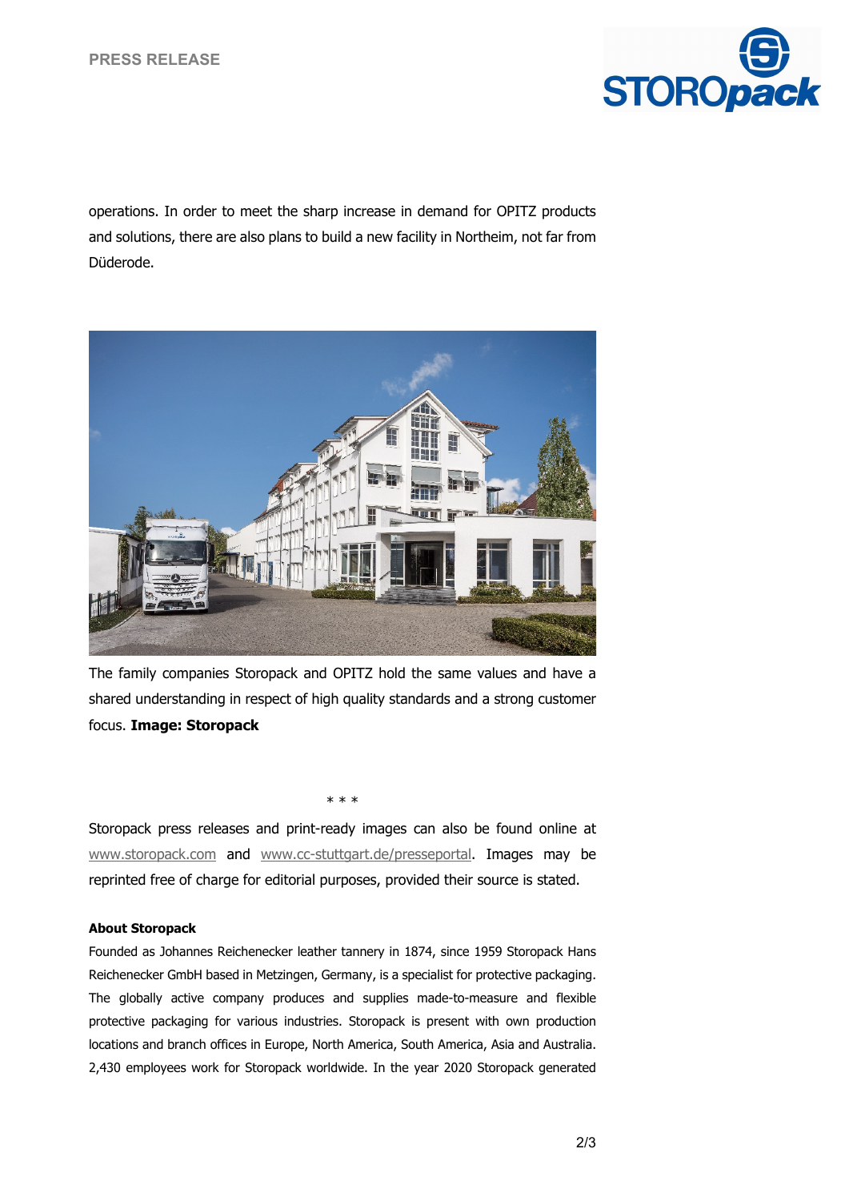operations. In order to meet the sharp increase in demand for OPITZ products and solutions, there are also plans to build a new facility in Northeim, not far from Düderode.

The family companies Storopack and OPITZ hold the same values and have a shared understanding in respect of high quality standards and a strong customer focus. **Image: Storopack**

\* \* \*

Storopack press releases and print-ready images can also be found online at www.storopack.com and www.cc-stuttgart.de/presseportal. Images may be reprinted free of charge for editorial purposes, provided their source is stated.

**About Storopack**

Founded as Johannes Reichenecker leather tannery in 1874, since 1959 Storopack Hans Reichenecker GmbH based in Metzingen, Germany, is a specialist for protective packaging. The globally active company produces and supplies made-to-measure and flexible protective packaging for various industries. Storopack is present with own production locations and branch offices in Europe, North America, South America, Asia and Australia. 2,430 employees work for Storopack worldwide. In the year 2020 Storopack generated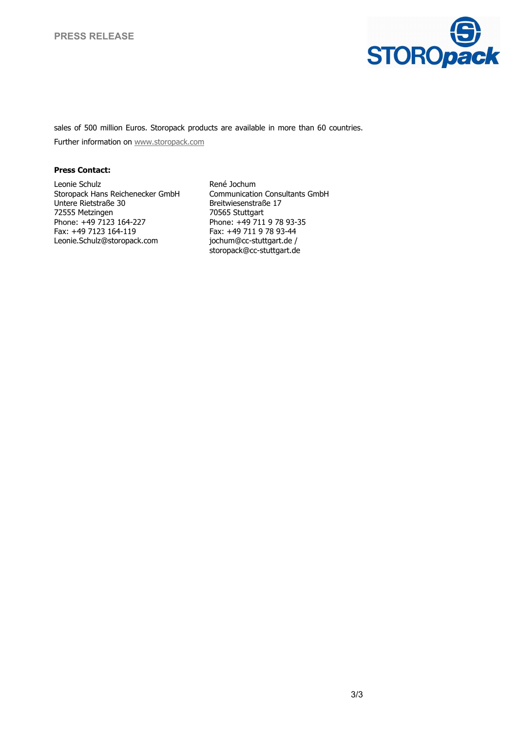sales of 500 million Euros. Storopack products are available in more than 60 countries.

Further information on www.storopack.com

**Press Contact:**

Leonie Schulz
Storopack Hans Reichenecker GmbH
Untere Rietstraße 30
72555 Metzingen
Phone: +49 7123 164-227
Fax: +49 7123 164-119
Leonie.Schulz@storopack.com

René Jochum
Communication Consultants GmbH
Breitwiesenstraße 17
70565 Stuttgart
Phone: +49 711 9 78 93-35
Fax: +49 711 9 78 93-44
jochum@cc-stuttgart.de /
storopack@cc-stuttgart.de